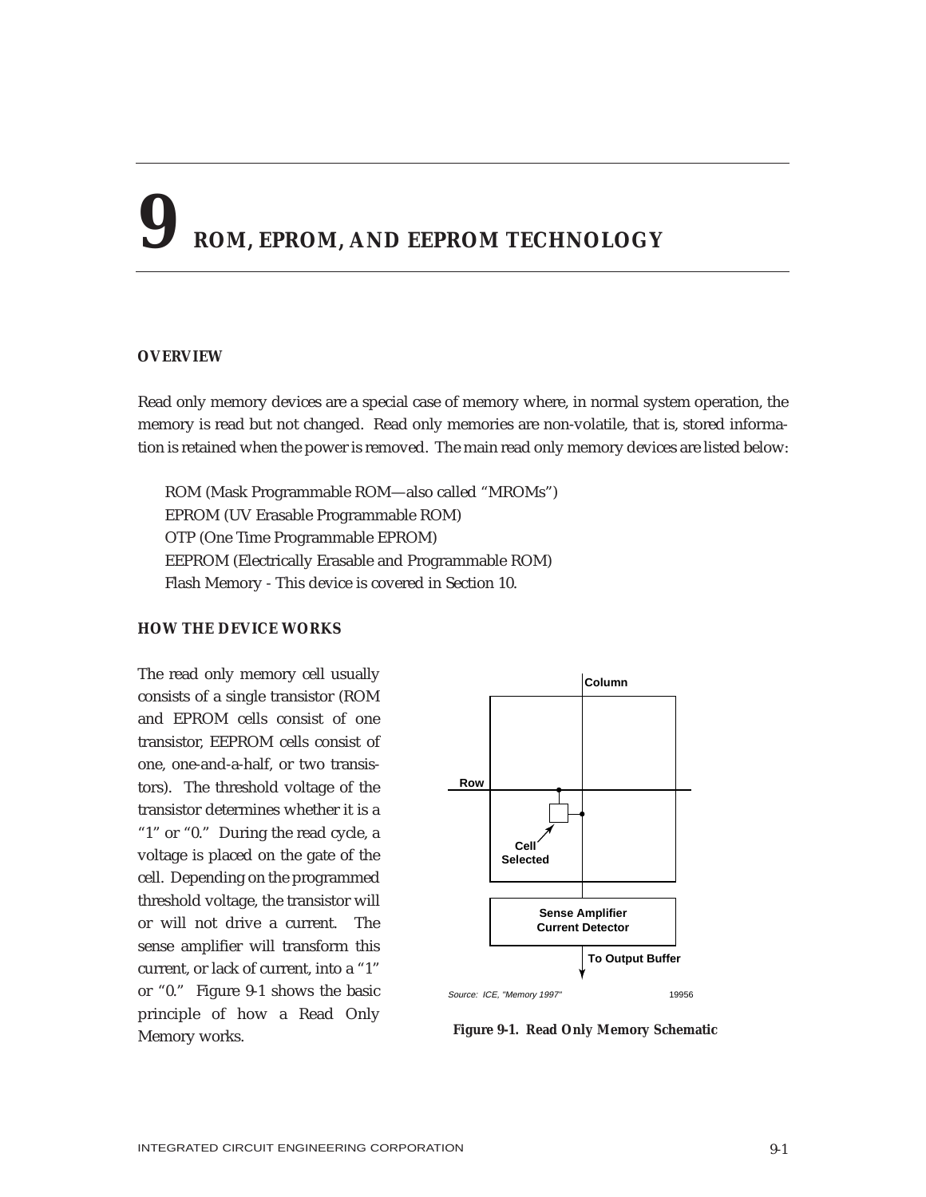# 9 ROM, EPROM, AND EEPROM TECHNOLOGY

## OVERVIEW

Read only memory devices are a special case of memory where, in normal system operation, the memory is read but not changed. Read only memories are non-volatile, that is, stored information is retained when the power is removed. The main read only memory devices are listed below:

ROM (Mask Programmable ROM—also called "MROMs")
EPROM (UV Erasable Programmable ROM)
OTP (One Time Programmable EPROM)
EEPROM (Electrically Erasable and Programmable ROM)
Flash Memory - This device is covered in Section 10.

## HOW THE DEVICE WORKS

The read only memory cell usually consists of a single transistor (ROM and EPROM cells consist of one transistor, EEPROM cells consist of one, one-and-a-half, or two transistors). The threshold voltage of the transistor determines whether it is a "1" or "0." During the read cycle, a voltage is placed on the gate of the cell. Depending on the programmed threshold voltage, the transistor will or will not drive a current. The sense amplifier will transform this current, or lack of current, into a "1" or "0." Figure 9-1 shows the basic principle of how a Read Only Memory works.

Column

Row

Cell Selected

Sense Amplifier Current Detector

To Output Buffer

Source: ICE, "Memory 1997" 19956

**Figure 9-1. Read Only Memory Schematic**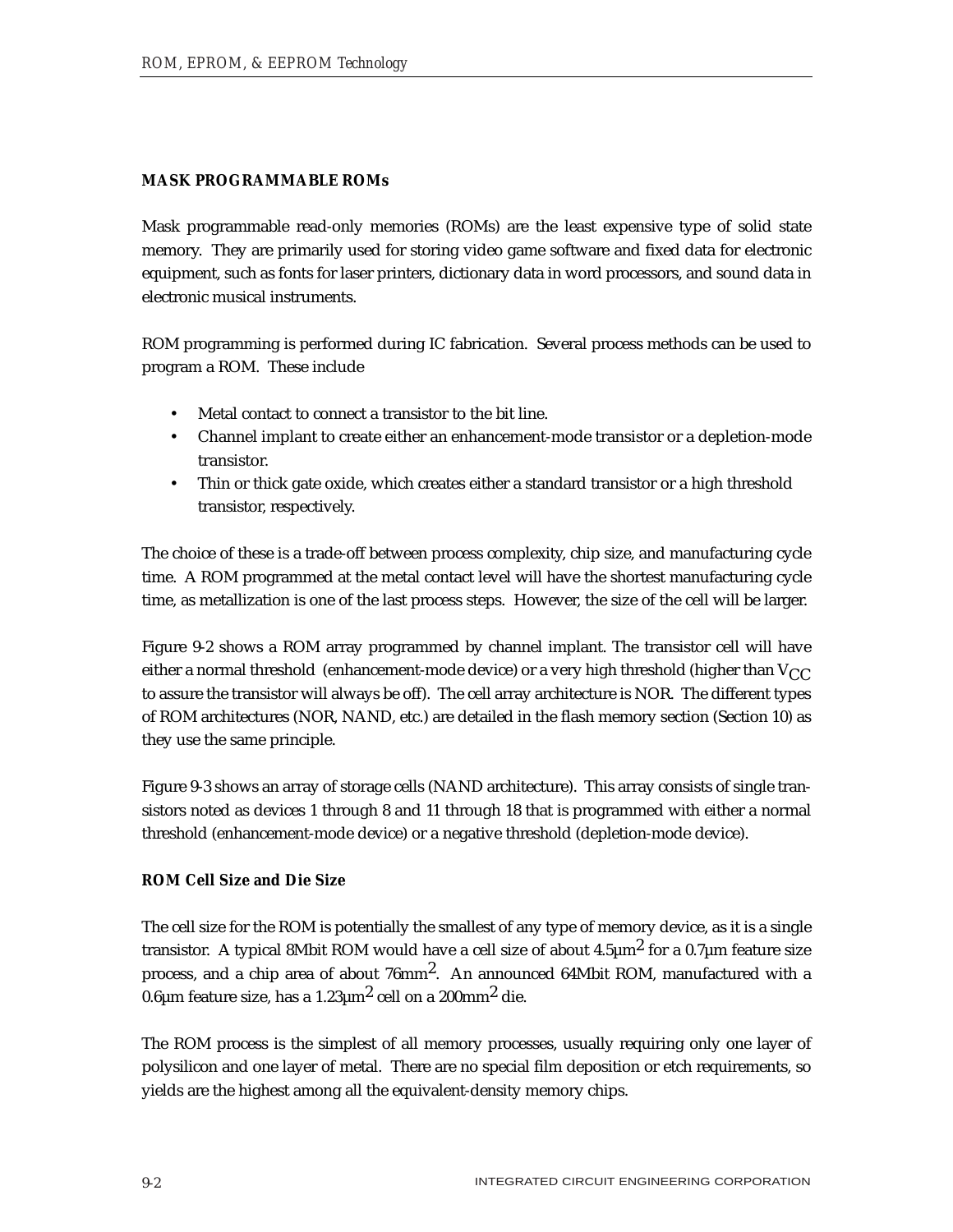## MASK PROGRAMMABLE ROMs

Mask programmable read-only memories (ROMs) are the least expensive type of solid state memory. They are primarily used for storing video game software and fixed data for electronic equipment, such as fonts for laser printers, dictionary data in word processors, and sound data in electronic musical instruments.

ROM programming is performed during IC fabrication. Several process methods can be used to program a ROM. These include

- Metal contact to connect a transistor to the bit line.
- Channel implant to create either an enhancement-mode transistor or a depletion-mode transistor.
- Thin or thick gate oxide, which creates either a standard transistor or a high threshold transistor, respectively.

The choice of these is a trade-off between process complexity, chip size, and manufacturing cycle time. A ROM programmed at the metal contact level will have the shortest manufacturing cycle time, as metallization is one of the last process steps. However, the size of the cell will be larger.

Figure 9-2 shows a ROM array programmed by channel implant. The transistor cell will have either a normal threshold (enhancement-mode device) or a very high threshold (higher than $V_{CC}$ to assure the transistor will always be off). The cell array architecture is NOR. The different types of ROM architectures (NOR, NAND, etc.) are detailed in the flash memory section (Section 10) as they use the same principle.

Figure 9-3 shows an array of storage cells (NAND architecture). This array consists of single transistors noted as devices 1 through 8 and 11 through 18 that is programmed with either a normal threshold (enhancement-mode device) or a negative threshold (depletion-mode device).

### ROM Cell Size and Die Size

The cell size for the ROM is potentially the smallest of any type of memory device, as it is a single transistor. A typical 8Mbit ROM would have a cell size of about 4.5µm$^2$ for a 0.7µm feature size process, and a chip area of about 76mm$^2$. An announced 64Mbit ROM, manufactured with a 0.6µm feature size, has a 1.23µm$^2$ cell on a 200mm$^2$ die.

The ROM process is the simplest of all memory processes, usually requiring only one layer of polysilicon and one layer of metal. There are no special film deposition or etch requirements, so yields are the highest among all the equivalent-density memory chips.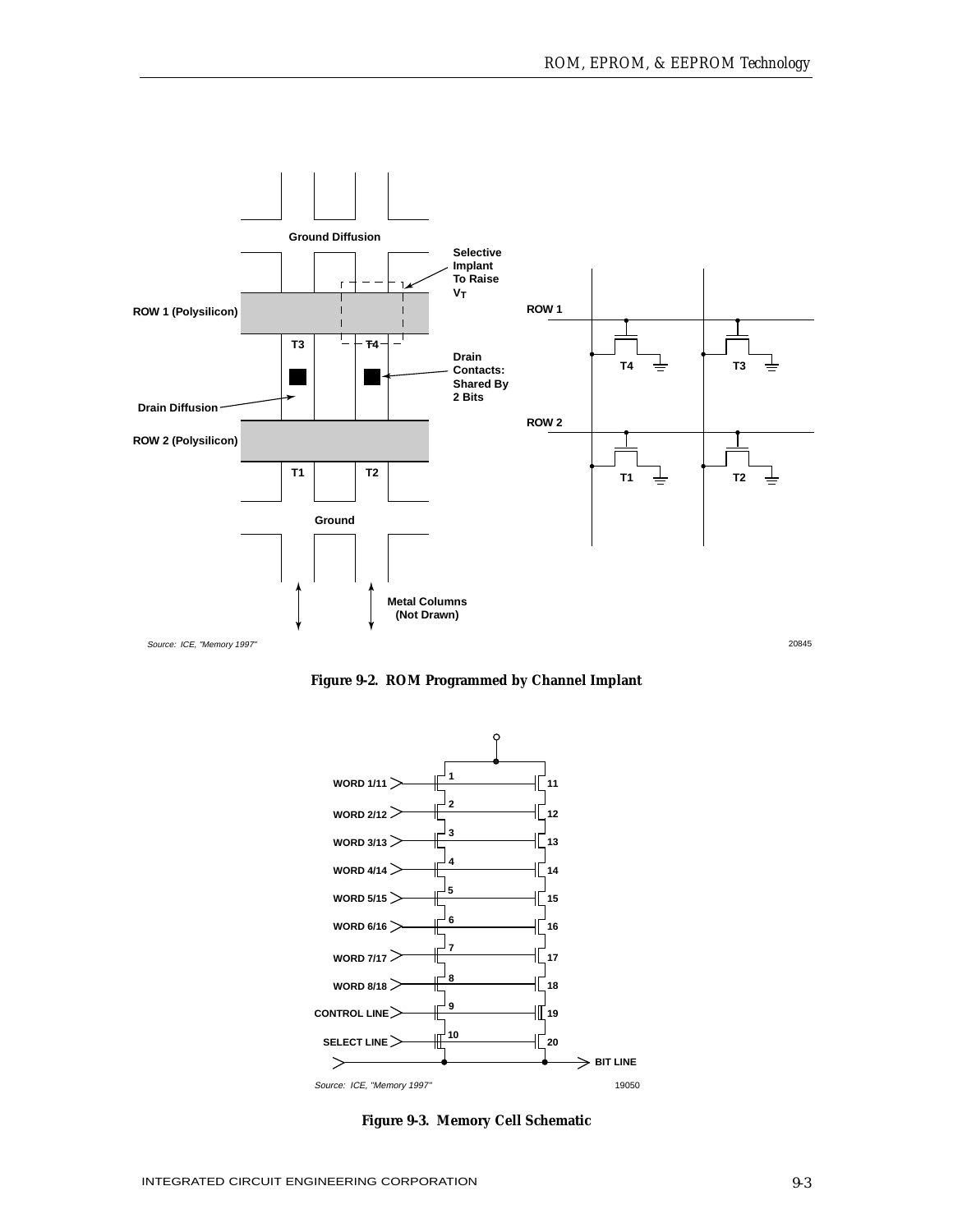Figure 9-2. ROM Programmed by Channel Implant

Figure 9-3. Memory Cell Schematic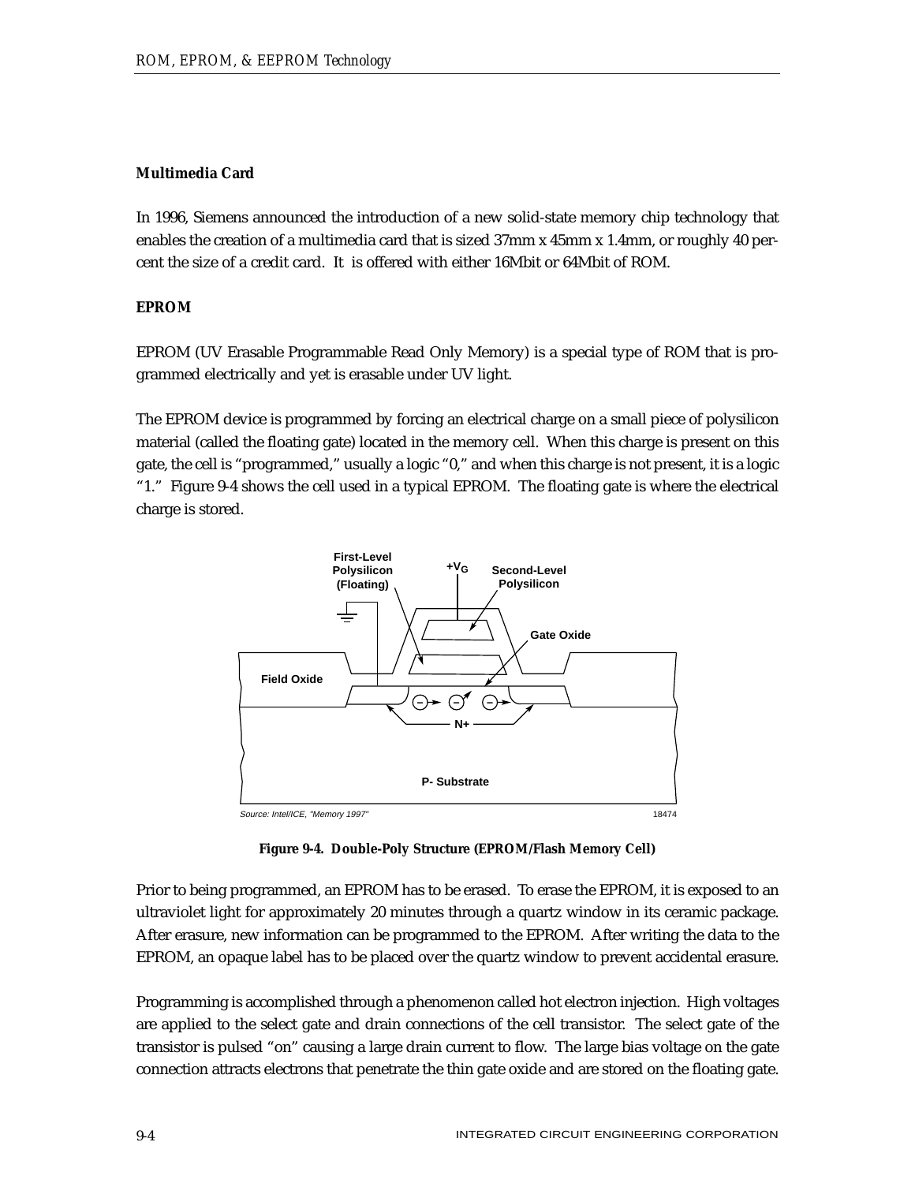### Multimedia Card

In 1996, Siemens announced the introduction of a new solid-state memory chip technology that enables the creation of a multimedia card that is sized 37mm x 45mm x 1.4mm, or roughly 40 percent the size of a credit card. It is offered with either 16Mbit or 64Mbit of ROM.

### EPROM

EPROM (UV Erasable Programmable Read Only Memory) is a special type of ROM that is programmed electrically and yet is erasable under UV light.

The EPROM device is programmed by forcing an electrical charge on a small piece of polysilicon material (called the floating gate) located in the memory cell. When this charge is present on this gate, the cell is "programmed," usually a logic "0," and when this charge is not present, it is a logic "1." Figure 9-4 shows the cell used in a typical EPROM. The floating gate is where the electrical charge is stored.

**Figure 9-4. Double-Poly Structure (EPROM/Flash Memory Cell)**

Prior to being programmed, an EPROM has to be erased. To erase the EPROM, it is exposed to an ultraviolet light for approximately 20 minutes through a quartz window in its ceramic package. After erasure, new information can be programmed to the EPROM. After writing the data to the EPROM, an opaque label has to be placed over the quartz window to prevent accidental erasure.

Programming is accomplished through a phenomenon called hot electron injection. High voltages are applied to the select gate and drain connections of the cell transistor. The select gate of the transistor is pulsed "on" causing a large drain current to flow. The large bias voltage on the gate connection attracts electrons that penetrate the thin gate oxide and are stored on the floating gate.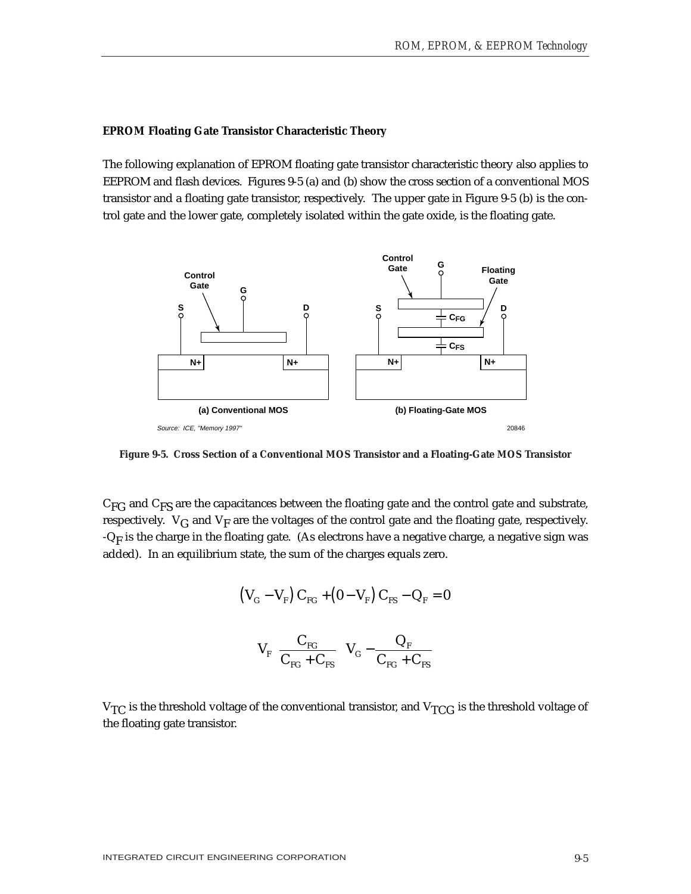### EPROM Floating Gate Transistor Characteristic Theory

The following explanation of EPROM floating gate transistor characteristic theory also applies to EEPROM and flash devices. Figures 9-5 (a) and (b) show the cross section of a conventional MOS transistor and a floating gate transistor, respectively. The upper gate in Figure 9-5 (b) is the control gate and the lower gate, completely isolated within the gate oxide, is the floating gate.

**Figure 9-5. Cross Section of a Conventional MOS Transistor and a Floating-Gate MOS Transistor**

$C_{FG}$ and $C_{FS}$ are the capacitances between the floating gate and the control gate and substrate, respectively. $V_G$ and $V_F$ are the voltages of the control gate and the floating gate, respectively. $-Q_F$ is the charge in the floating gate. (As electrons have a negative charge, a negative sign was added). In an equilibrium state, the sum of the charges equals zero.

$$\left(V_G - V_F\right) C_{FG} + \left(0 - V_F\right) C_{FS} - Q_F = 0$$

$$V_F \quad \frac{C_{FG}}{C_{FG} + C_{FS}} \quad V_G - \frac{Q_F}{C_{FG} + C_{FS}}$$

$V_{TC}$ is the threshold voltage of the conventional transistor, and $V_{TCG}$ is the threshold voltage of the floating gate transistor.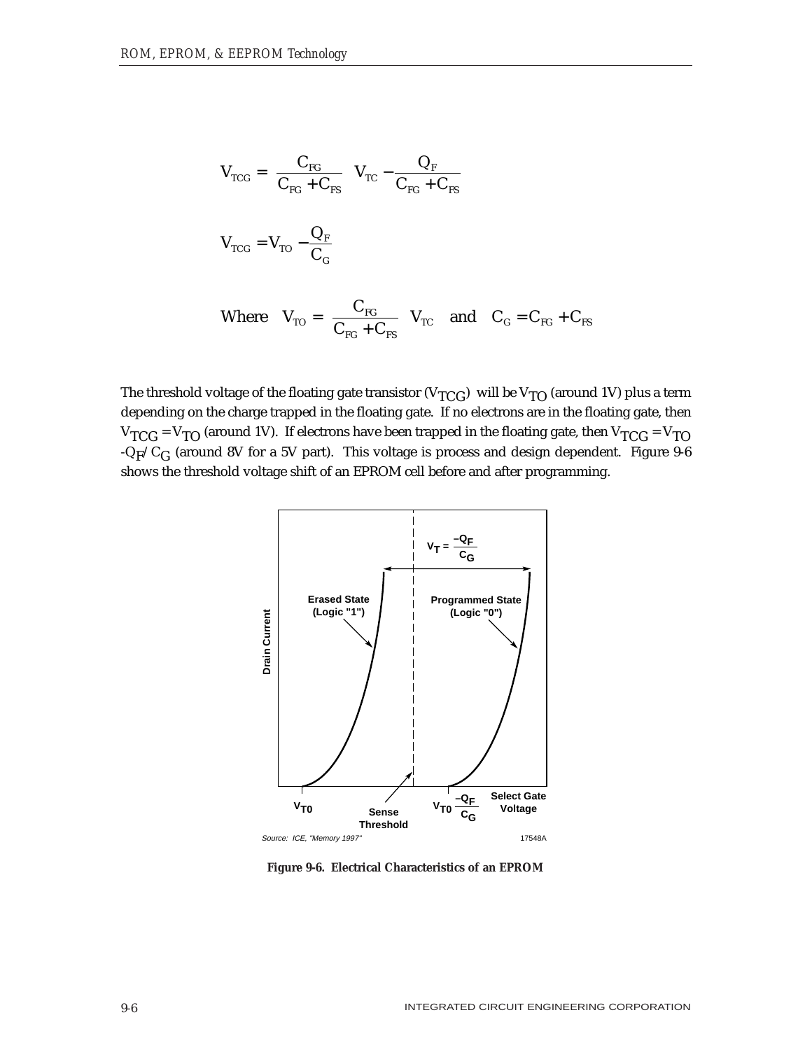$$V_{TCG} = \frac{C_{FG}}{C_{FG} + C_{FS}} \; V_{TC} - \frac{Q_F}{C_{FG} + C_{FS}}$$

$$V_{TCG} = V_{TO} - \frac{Q_F}{C_G}$$

$$\text{Where} \quad V_{TO} = \frac{C_{FG}}{C_{FG} + C_{FS}} \; V_{TC} \quad \text{and} \quad C_G = C_{FG} + C_{FS}$$

The threshold voltage of the floating gate transistor ($V_{TCG}$) will be $V_{TO}$ (around 1V) plus a term depending on the charge trapped in the floating gate. If no electrons are in the floating gate, then $V_{TCG} = V_{TO}$ (around 1V). If electrons have been trapped in the floating gate, then $V_{TCG} = V_{TO}$ $-Q_F/C_G$ (around 8V for a 5V part). This voltage is process and design dependent. Figure 9-6 shows the threshold voltage shift of an EPROM cell before and after programming.

Source: ICE, "Memory 1997"

**Figure 9-6. Electrical Characteristics of an EPROM**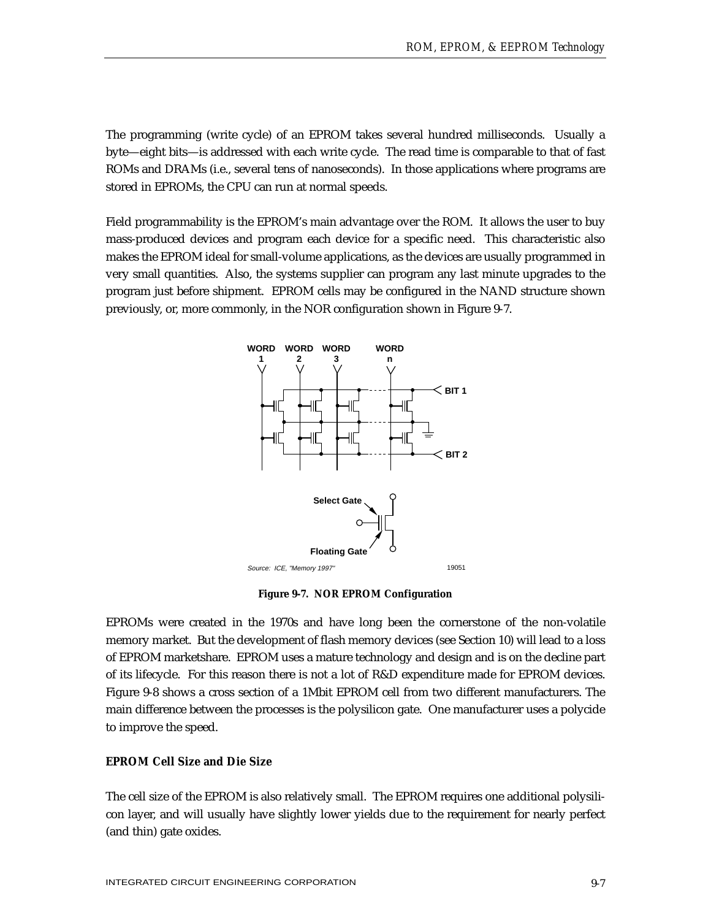The programming (write cycle) of an EPROM takes several hundred milliseconds. Usually a byte—eight bits—is addressed with each write cycle. The read time is comparable to that of fast ROMs and DRAMs (i.e., several tens of nanoseconds). In those applications where programs are stored in EPROMs, the CPU can run at normal speeds.

Field programmability is the EPROM's main advantage over the ROM. It allows the user to buy mass-produced devices and program each device for a specific need. This characteristic also makes the EPROM ideal for small-volume applications, as the devices are usually programmed in very small quantities. Also, the systems supplier can program any last minute upgrades to the program just before shipment. EPROM cells may be configured in the NAND structure shown previously, or, more commonly, in the NOR configuration shown in Figure 9-7.

**Figure 9-7. NOR EPROM Configuration**

EPROMs were created in the 1970s and have long been the cornerstone of the non-volatile memory market. But the development of flash memory devices (see Section 10) will lead to a loss of EPROM marketshare. EPROM uses a mature technology and design and is on the decline part of its lifecycle. For this reason there is not a lot of R&D expenditure made for EPROM devices. Figure 9-8 shows a cross section of a 1Mbit EPROM cell from two different manufacturers. The main difference between the processes is the polysilicon gate. One manufacturer uses a polycide to improve the speed.

### EPROM Cell Size and Die Size

The cell size of the EPROM is also relatively small. The EPROM requires one additional polysilicon layer, and will usually have slightly lower yields due to the requirement for nearly perfect (and thin) gate oxides.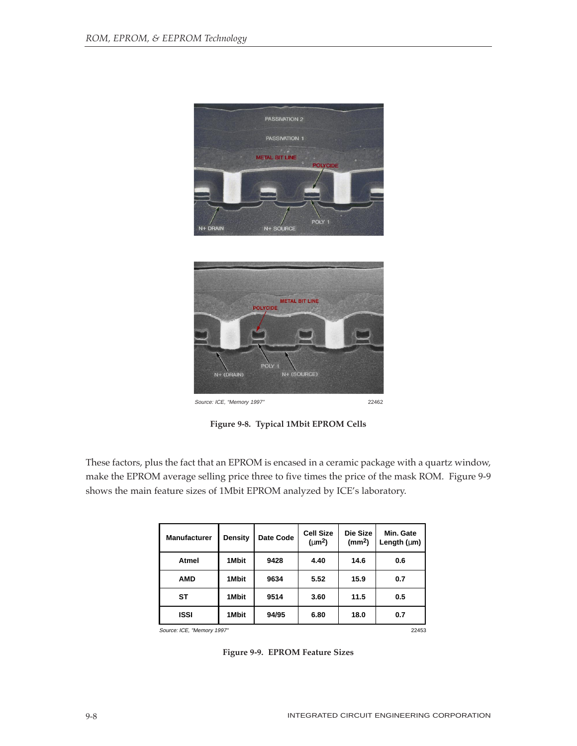Source: ICE, "Memory 1997" 22462

**Figure 9-8. Typical 1Mbit EPROM Cells**

These factors, plus the fact that an EPROM is encased in a ceramic package with a quartz window, make the EPROM average selling price three to five times the price of the mask ROM. Figure 9-9 shows the main feature sizes of 1Mbit EPROM analyzed by ICE's laboratory.

| Manufacturer | Density | Date Code | Cell Size ($\mu m^2$) | Die Size ($mm^2$) | Min. Gate Length ($\mu m$) |
|---|---|---|---|---|---|
| Atmel | 1Mbit | 9428 | 4.40 | 14.6 | 0.6 |
| AMD | 1Mbit | 9634 | 5.52 | 15.9 | 0.7 |
| ST | 1Mbit | 9514 | 3.60 | 11.5 | 0.5 |
| ISSI | 1Mbit | 94/95 | 6.80 | 18.0 | 0.7 |

Source: ICE, "Memory 1997" 22453

**Figure 9-9. EPROM Feature Sizes**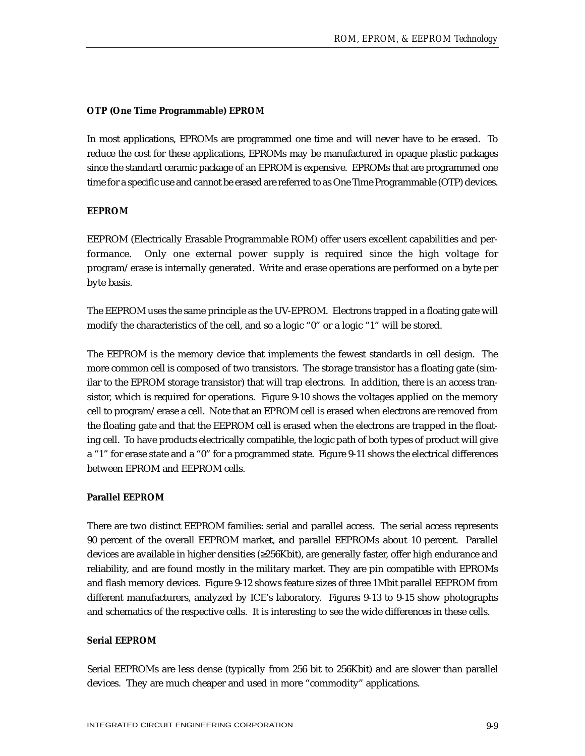### OTP (One Time Programmable) EPROM

In most applications, EPROMs are programmed one time and will never have to be erased. To reduce the cost for these applications, EPROMs may be manufactured in opaque plastic packages since the standard ceramic package of an EPROM is expensive. EPROMs that are programmed one time for a specific use and cannot be erased are referred to as One Time Programmable (OTP) devices.

### EEPROM

EEPROM (Electrically Erasable Programmable ROM) offer users excellent capabilities and performance. Only one external power supply is required since the high voltage for program/erase is internally generated. Write and erase operations are performed on a byte per byte basis.

The EEPROM uses the same principle as the UV-EPROM. Electrons trapped in a floating gate will modify the characteristics of the cell, and so a logic “0” or a logic “1” will be stored.

The EEPROM is the memory device that implements the fewest standards in cell design. The more common cell is composed of two transistors. The storage transistor has a floating gate (similar to the EPROM storage transistor) that will trap electrons. In addition, there is an access transistor, which is required for operations. Figure 9-10 shows the voltages applied on the memory cell to program/erase a cell. Note that an EPROM cell is erased when electrons are removed from the floating gate and that the EEPROM cell is erased when the electrons are trapped in the floating cell. To have products electrically compatible, the logic path of both types of product will give a “1” for erase state and a “0” for a programmed state. Figure 9-11 shows the electrical differences between EPROM and EEPROM cells.

### Parallel EEPROM

There are two distinct EEPROM families: serial and parallel access. The serial access represents 90 percent of the overall EEPROM market, and parallel EEPROMs about 10 percent. Parallel devices are available in higher densities (≥256Kbit), are generally faster, offer high endurance and reliability, and are found mostly in the military market. They are pin compatible with EPROMs and flash memory devices. Figure 9-12 shows feature sizes of three 1Mbit parallel EEPROM from different manufacturers, analyzed by ICE’s laboratory. Figures 9-13 to 9-15 show photographs and schematics of the respective cells. It is interesting to see the wide differences in these cells.

### Serial EEPROM

Serial EEPROMs are less dense (typically from 256 bit to 256Kbit) and are slower than parallel devices. They are much cheaper and used in more “commodity” applications.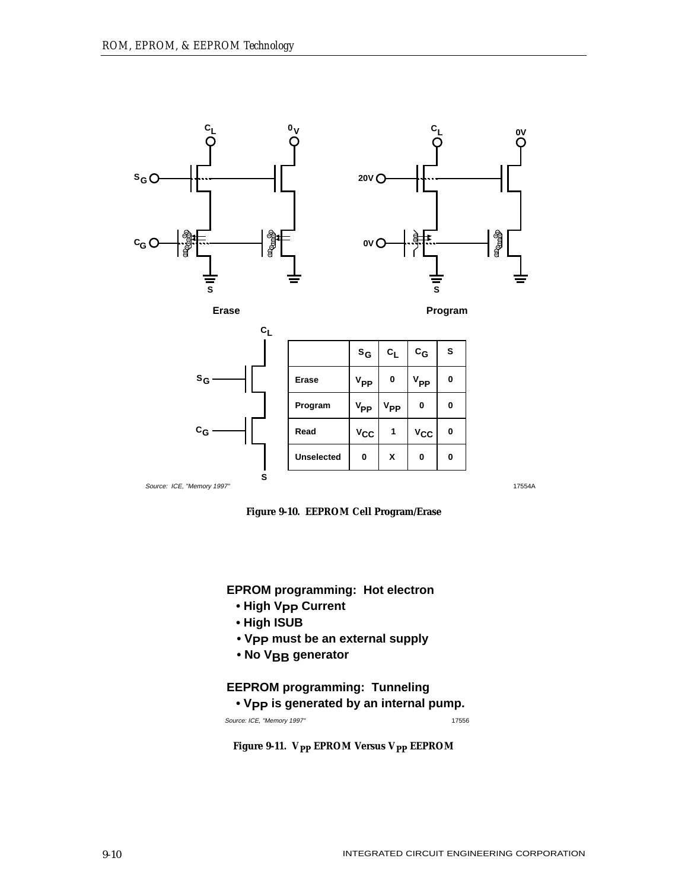| | $S_G$ | $C_L$ | $C_G$ | S |
|---|---|---|---|---|
| Erase | $V_{PP}$ | 0 | $V_{PP}$ | 0 |
| Program | $V_{PP}$ | $V_{PP}$ | 0 | 0 |
| Read | $V_{CC}$ | 1 | $V_{CC}$ | 0 |
| Unselected | 0 | X | 0 | 0 |

Source: ICE, "Memory 1997"

17554A

**Figure 9-10. EEPROM Cell Program/Erase**

**EPROM programming: Hot electron**

- **High $V_{PP}$ Current**
- **High ISUB**
- **$V_{PP}$ must be an external supply**
- **No $V_{BB}$ generator**

**EEPROM programming: Tunneling**

- **$V_{PP}$ is generated by an internal pump.**

Source: ICE, "Memory 1997"

17556

**Figure 9-11. $V_{PP}$ EPROM Versus $V_{PP}$ EEPROM**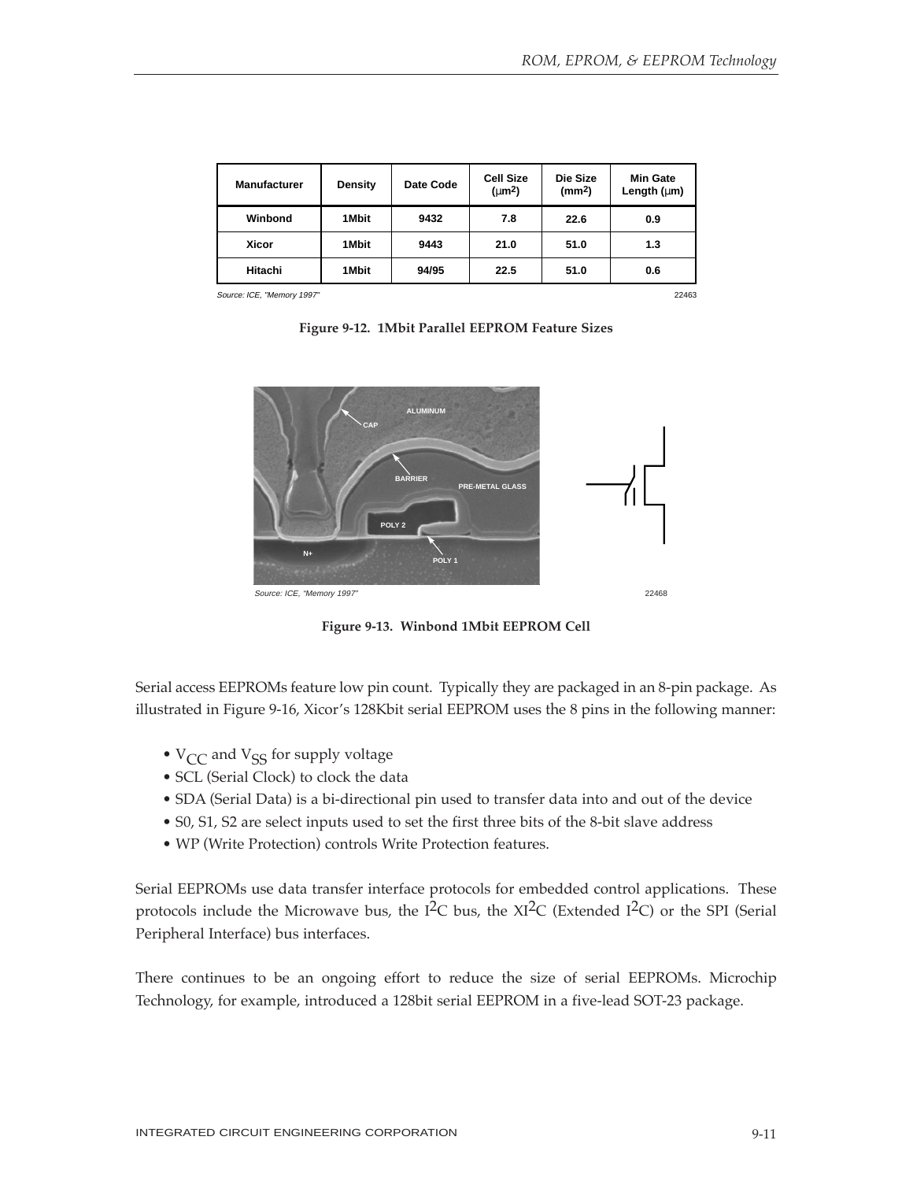| Manufacturer | Density | Date Code | Cell Size ($\mu m^2$) | Die Size ($mm^2$) | Min Gate Length ($\mu$m) |
|---|---|---|---|---|---|
| Winbond | 1Mbit | 9432 | 7.8 | 22.6 | 0.9 |
| Xicor | 1Mbit | 9443 | 21.0 | 51.0 | 1.3 |
| Hitachi | 1Mbit | 94/95 | 22.5 | 51.0 | 0.6 |

Source: ICE, "Memory 1997" 22463

**Figure 9-12. 1Mbit Parallel EEPROM Feature Sizes**

Source: ICE, "Memory 1997" 22468

**Figure 9-13. Winbond 1Mbit EEPROM Cell**

Serial access EEPROMs feature low pin count. Typically they are packaged in an 8-pin package. As illustrated in Figure 9-16, Xicor's 128Kbit serial EEPROM uses the 8 pins in the following manner:

- $V_{CC}$ and $V_{SS}$ for supply voltage
- SCL (Serial Clock) to clock the data
- SDA (Serial Data) is a bi-directional pin used to transfer data into and out of the device
- S0, S1, S2 are select inputs used to set the first three bits of the 8-bit slave address
- WP (Write Protection) controls Write Protection features.

Serial EEPROMs use data transfer interface protocols for embedded control applications. These protocols include the Microwave bus, the $I^2C$ bus, the $XI^2C$ (Extended $I^2C$) or the SPI (Serial Peripheral Interface) bus interfaces.

There continues to be an ongoing effort to reduce the size of serial EEPROMs. Microchip Technology, for example, introduced a 128bit serial EEPROM in a five-lead SOT-23 package.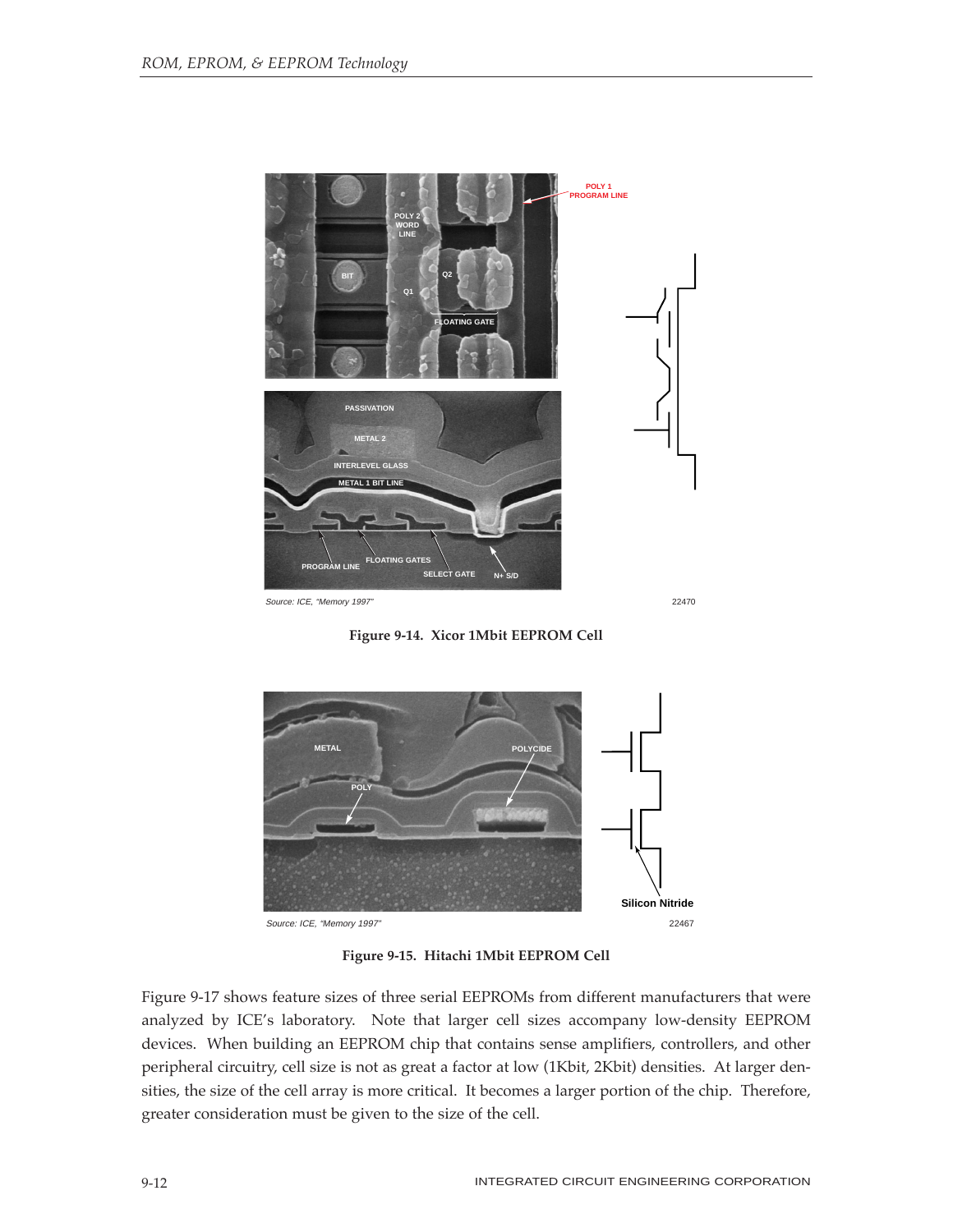Source: ICE, "Memory 1997"

Figure 9-14. Xicor 1Mbit EEPROM Cell

Source: ICE, "Memory 1997"

Figure 9-15. Hitachi 1Mbit EEPROM Cell

Figure 9-17 shows feature sizes of three serial EEPROMs from different manufacturers that were analyzed by ICE's laboratory. Note that larger cell sizes accompany low-density EEPROM devices. When building an EEPROM chip that contains sense amplifiers, controllers, and other peripheral circuitry, cell size is not as great a factor at low (1Kbit, 2Kbit) densities. At larger densities, the size of the cell array is more critical. It becomes a larger portion of the chip. Therefore, greater consideration must be given to the size of the cell.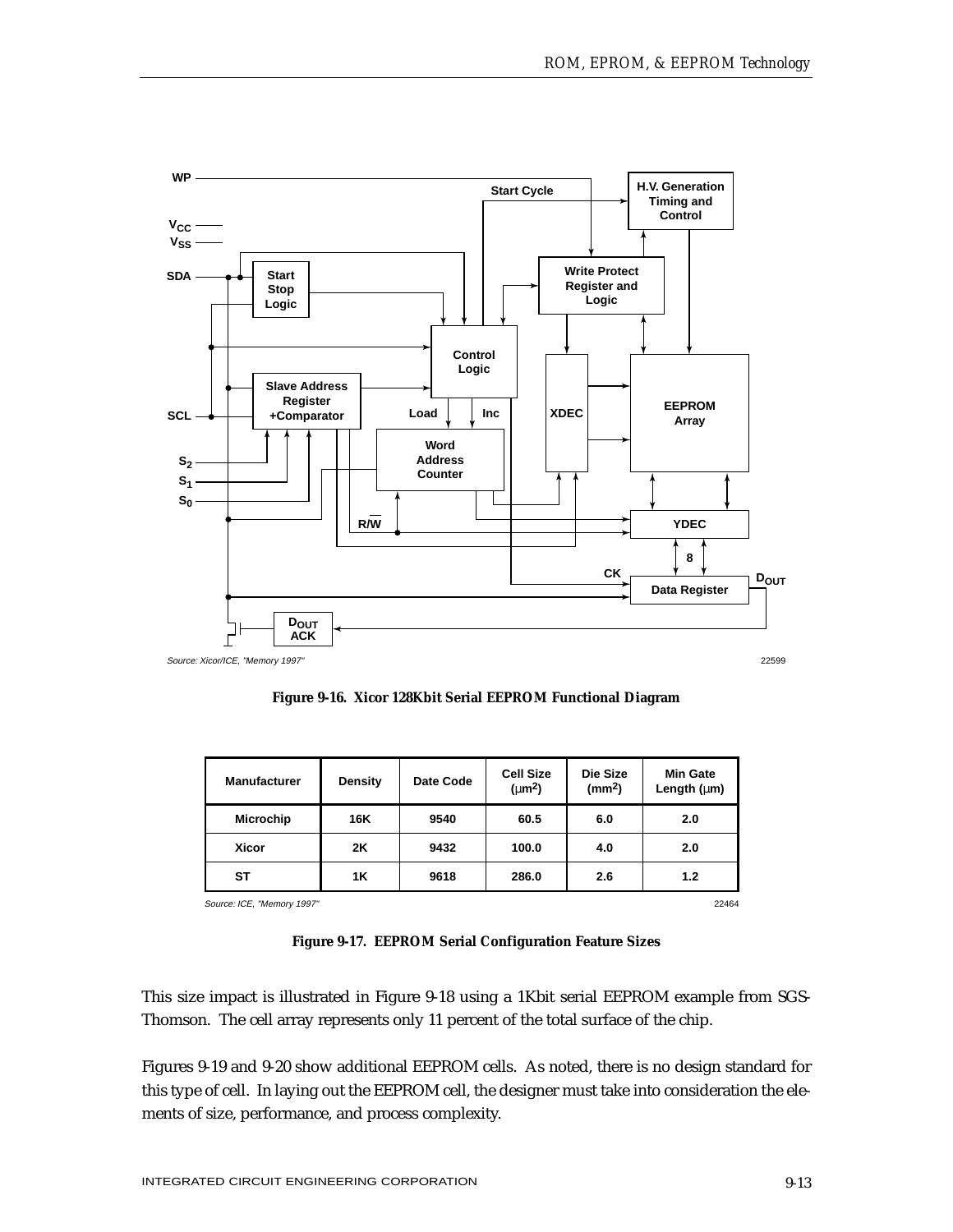Source: Xicor/ICE, "Memory 1997"

22599

**Figure 9-16. Xicor 128Kbit Serial EEPROM Functional Diagram**

| Manufacturer | Density | Date Code | Cell Size ($\mu m^2$) | Die Size ($mm^2$) | Min Gate Length ($\mu$m) |
|---|---|---|---|---|---|
| Microchip | 16K | 9540 | 60.5 | 6.0 | 2.0 |
| Xicor | 2K | 9432 | 100.0 | 4.0 | 2.0 |
| ST | 1K | 9618 | 286.0 | 2.6 | 1.2 |

Source: ICE, "Memory 1997"

22464

**Figure 9-17. EEPROM Serial Configuration Feature Sizes**

This size impact is illustrated in Figure 9-18 using a 1Kbit serial EEPROM example from SGS-Thomson. The cell array represents only 11 percent of the total surface of the chip.

Figures 9-19 and 9-20 show additional EEPROM cells. As noted, there is no design standard for this type of cell. In laying out the EEPROM cell, the designer must take into consideration the elements of size, performance, and process complexity.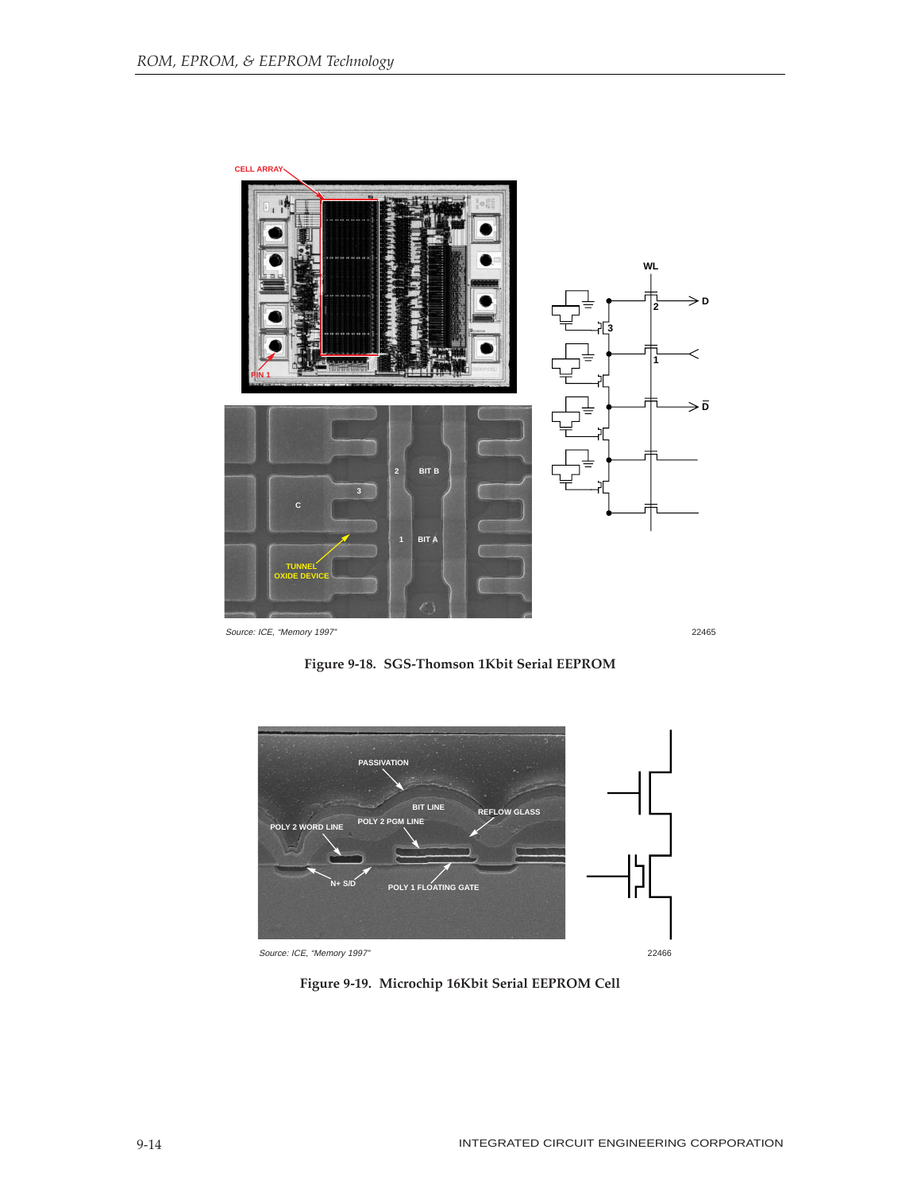Source: ICE, "Memory 1997"

22465

Figure 9-18. SGS-Thomson 1Kbit Serial EEPROM

Source: ICE, "Memory 1997"

22466

Figure 9-19. Microchip 16Kbit Serial EEPROM Cell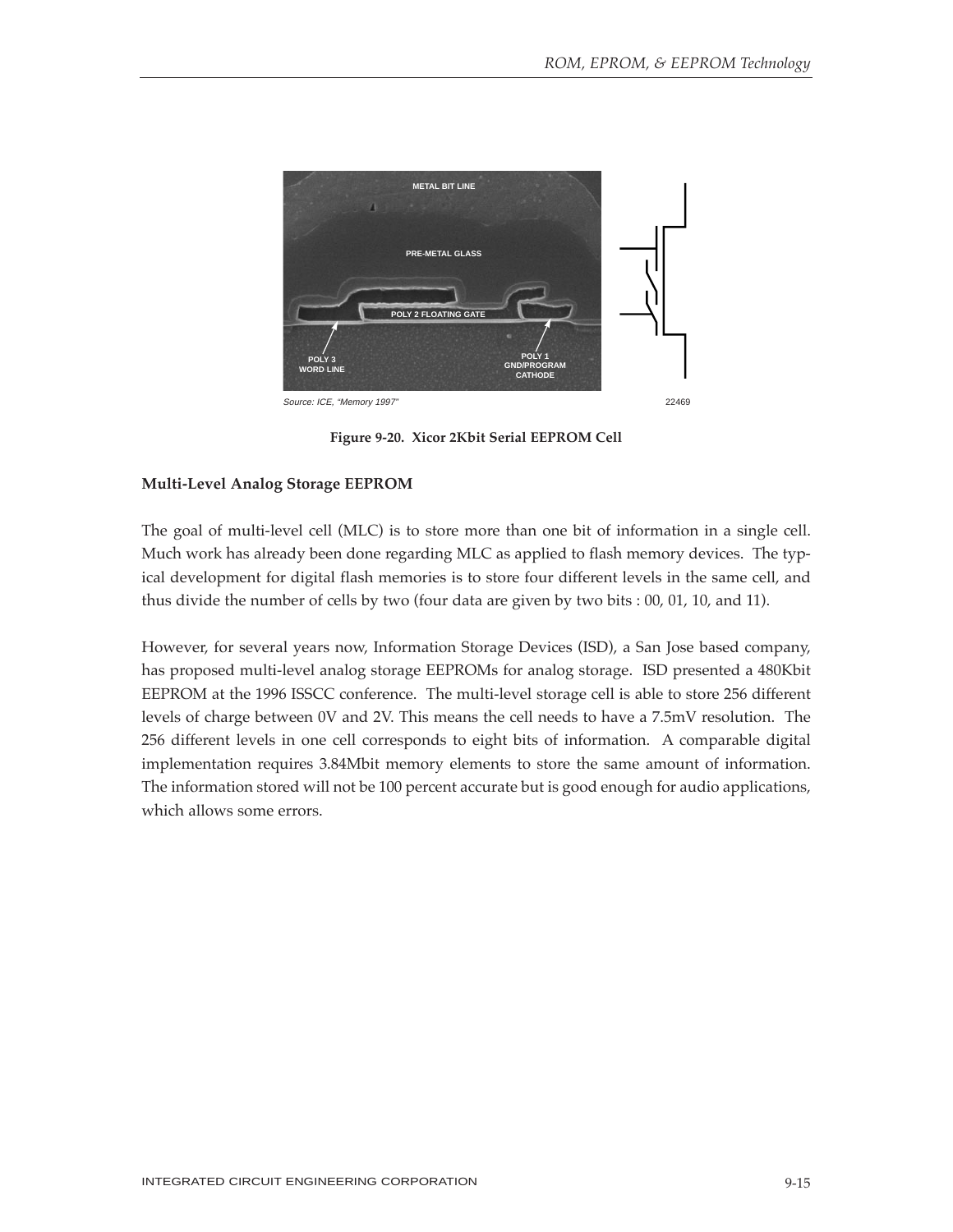METAL BIT LINE

PRE-METAL GLASS

POLY 2 FLOATING GATE

POLY 3
WORD LINE

POLY 1
GND/PROGRAM
CATHODE

Source: ICE, "Memory 1997"

22469

**Figure 9-20. Xicor 2Kbit Serial EEPROM Cell**

### Multi-Level Analog Storage EEPROM

The goal of multi-level cell (MLC) is to store more than one bit of information in a single cell. Much work has already been done regarding MLC as applied to flash memory devices. The typical development for digital flash memories is to store four different levels in the same cell, and thus divide the number of cells by two (four data are given by two bits : 00, 01, 10, and 11).

However, for several years now, Information Storage Devices (ISD), a San Jose based company, has proposed multi-level analog storage EEPROMs for analog storage. ISD presented a 480Kbit EEPROM at the 1996 ISSCC conference. The multi-level storage cell is able to store 256 different levels of charge between 0V and 2V. This means the cell needs to have a 7.5mV resolution. The 256 different levels in one cell corresponds to eight bits of information. A comparable digital implementation requires 3.84Mbit memory elements to store the same amount of information. The information stored will not be 100 percent accurate but is good enough for audio applications, which allows some errors.